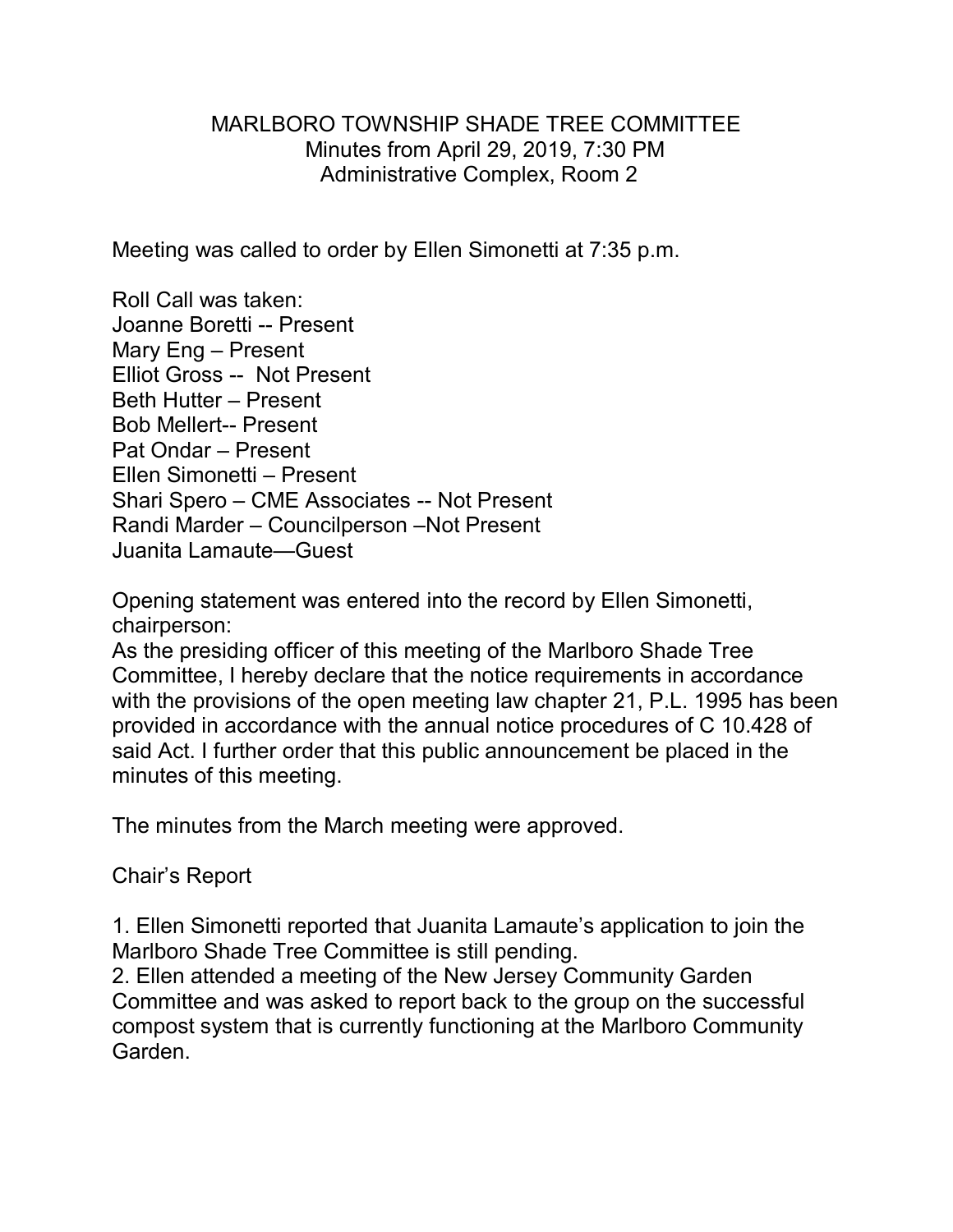# MARLBORO TOWNSHIP SHADE TREE COMMITTEE

Minutes from April 29, 2019, 7:30 PM
Administrative Complex, Room 2

Meeting was called to order by Ellen Simonetti at 7:35 p.m.

Roll Call was taken:
Joanne Boretti -- Present
Mary Eng – Present
Elliot Gross -- Not Present
Beth Hutter – Present
Bob Mellert-- Present
Pat Ondar – Present
Ellen Simonetti – Present
Shari Spero – CME Associates -- Not Present
Randi Marder – Councilperson –Not Present
Juanita Lamaute—Guest

Opening statement was entered into the record by Ellen Simonetti, chairperson:
As the presiding officer of this meeting of the Marlboro Shade Tree Committee, I hereby declare that the notice requirements in accordance with the provisions of the open meeting law chapter 21, P.L. 1995 has been provided in accordance with the annual notice procedures of C 10.428 of said Act. I further order that this public announcement be placed in the minutes of this meeting.

The minutes from the March meeting were approved.

Chair's Report

1. Ellen Simonetti reported that Juanita Lamaute's application to join the Marlboro Shade Tree Committee is still pending.
2. Ellen attended a meeting of the New Jersey Community Garden Committee and was asked to report back to the group on the successful compost system that is currently functioning at the Marlboro Community Garden.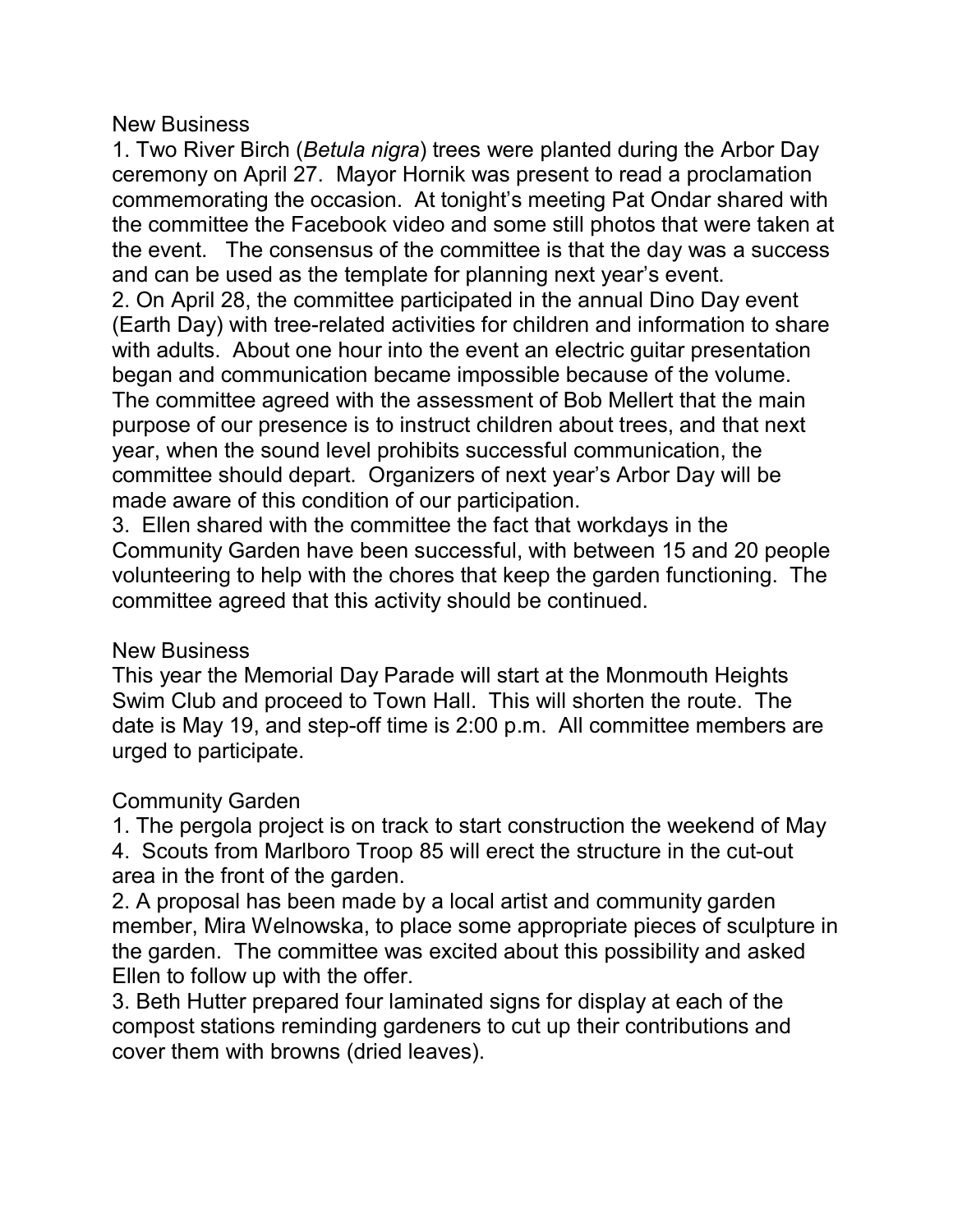## New Business

1. Two River Birch (*Betula nigra*) trees were planted during the Arbor Day ceremony on April 27. Mayor Hornik was present to read a proclamation commemorating the occasion. At tonight's meeting Pat Ondar shared with the committee the Facebook video and some still photos that were taken at the event. The consensus of the committee is that the day was a success and can be used as the template for planning next year's event.
2. On April 28, the committee participated in the annual Dino Day event (Earth Day) with tree-related activities for children and information to share with adults. About one hour into the event an electric guitar presentation began and communication became impossible because of the volume. The committee agreed with the assessment of Bob Mellert that the main purpose of our presence is to instruct children about trees, and that next year, when the sound level prohibits successful communication, the committee should depart. Organizers of next year's Arbor Day will be made aware of this condition of our participation.
3. Ellen shared with the committee the fact that workdays in the Community Garden have been successful, with between 15 and 20 people volunteering to help with the chores that keep the garden functioning. The committee agreed that this activity should be continued.

## New Business

This year the Memorial Day Parade will start at the Monmouth Heights Swim Club and proceed to Town Hall. This will shorten the route. The date is May 19, and step-off time is 2:00 p.m. All committee members are urged to participate.

## Community Garden

1. The pergola project is on track to start construction the weekend of May 4. Scouts from Marlboro Troop 85 will erect the structure in the cut-out area in the front of the garden.
2. A proposal has been made by a local artist and community garden member, Mira Welnowska, to place some appropriate pieces of sculpture in the garden. The committee was excited about this possibility and asked Ellen to follow up with the offer.
3. Beth Hutter prepared four laminated signs for display at each of the compost stations reminding gardeners to cut up their contributions and cover them with browns (dried leaves).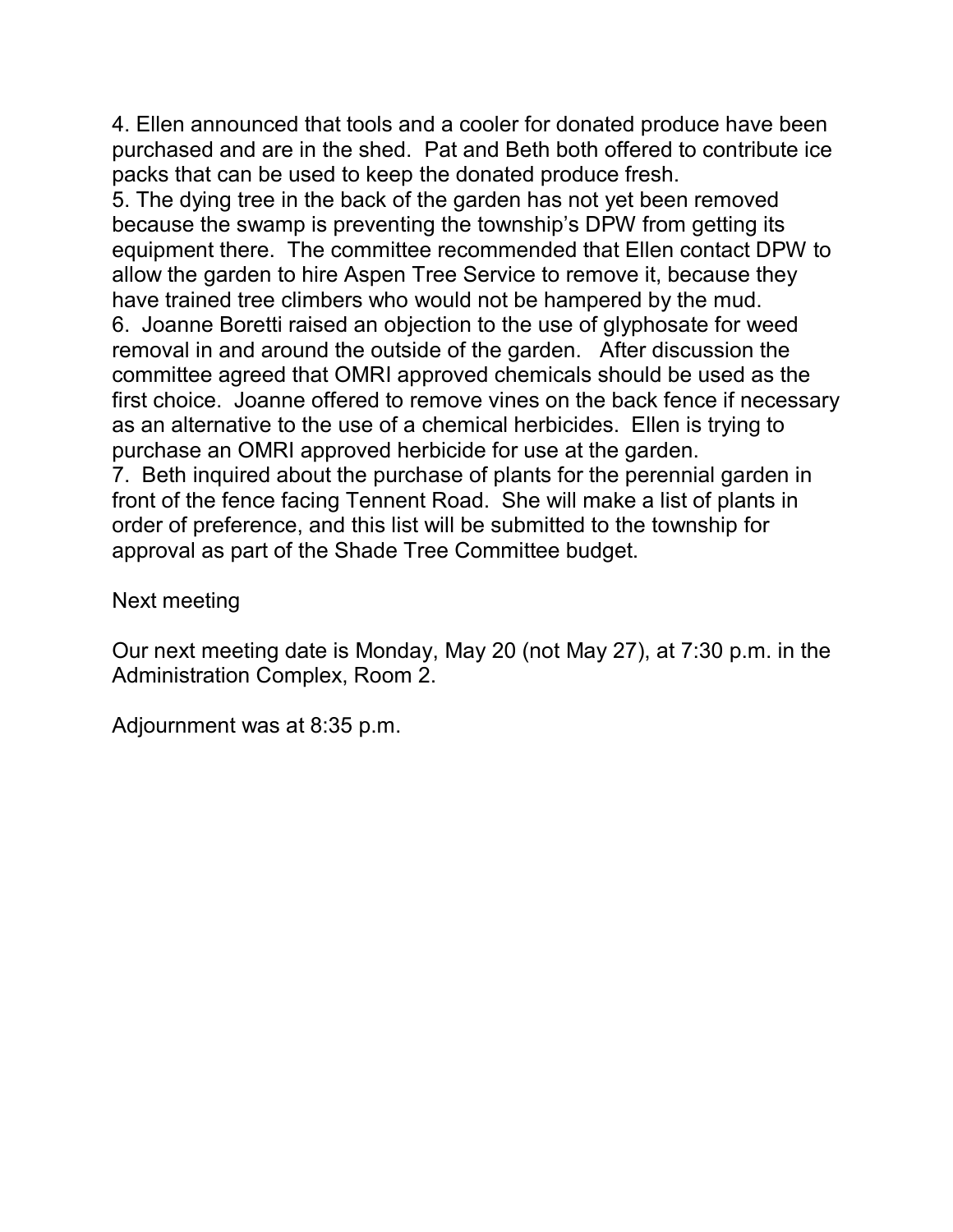4. Ellen announced that tools and a cooler for donated produce have been purchased and are in the shed. Pat and Beth both offered to contribute ice packs that can be used to keep the donated produce fresh.
5. The dying tree in the back of the garden has not yet been removed because the swamp is preventing the township's DPW from getting its equipment there. The committee recommended that Ellen contact DPW to allow the garden to hire Aspen Tree Service to remove it, because they have trained tree climbers who would not be hampered by the mud.
6. Joanne Boretti raised an objection to the use of glyphosate for weed removal in and around the outside of the garden. After discussion the committee agreed that OMRI approved chemicals should be used as the first choice. Joanne offered to remove vines on the back fence if necessary as an alternative to the use of a chemical herbicides. Ellen is trying to purchase an OMRI approved herbicide for use at the garden.
7. Beth inquired about the purchase of plants for the perennial garden in front of the fence facing Tennent Road. She will make a list of plants in order of preference, and this list will be submitted to the township for approval as part of the Shade Tree Committee budget.

Next meeting

Our next meeting date is Monday, May 20 (not May 27), at 7:30 p.m. in the Administration Complex, Room 2.

Adjournment was at 8:35 p.m.